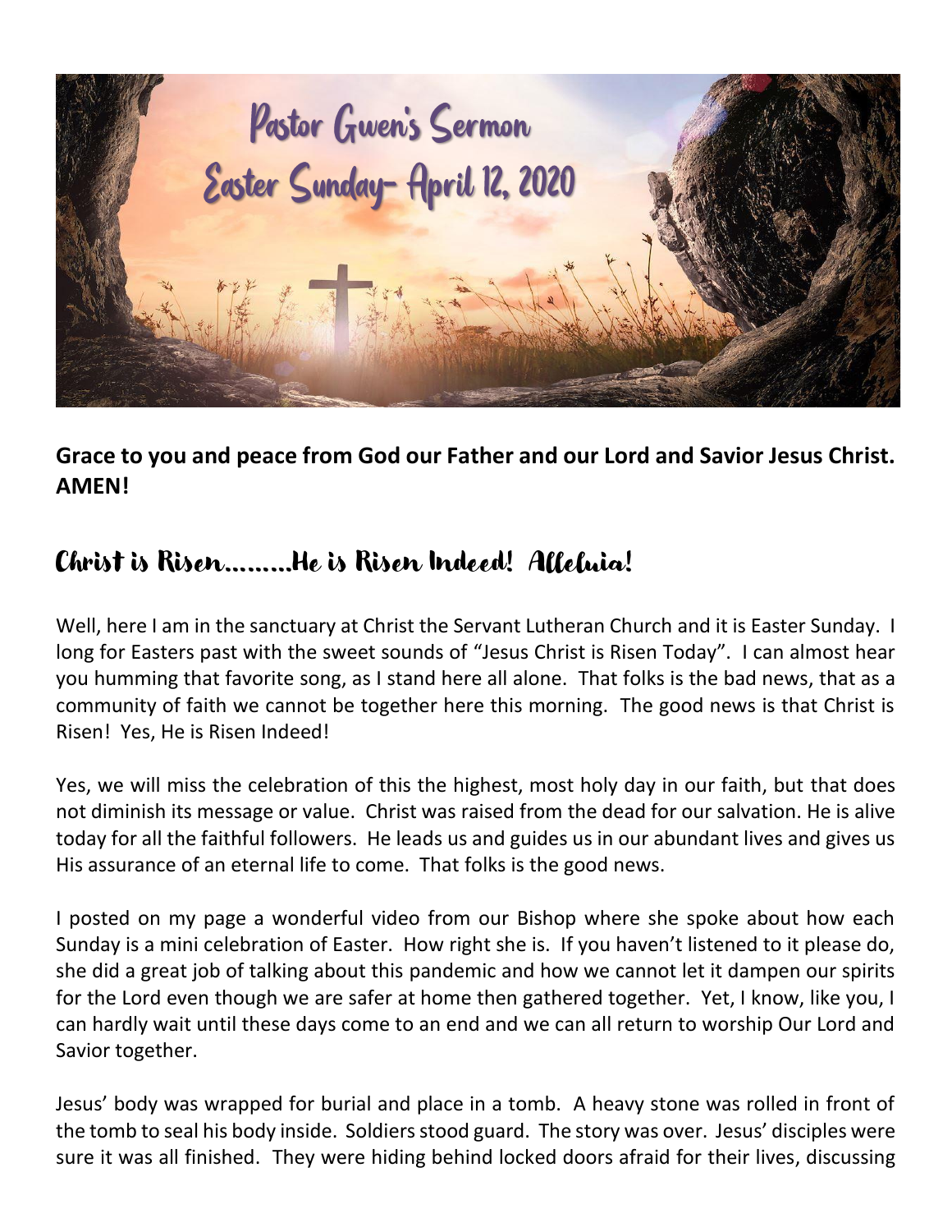# Pastor Gwen's Sermon
# Easter Sunday- April 12, 2020

**Grace to you and peace from God our Father and our Lord and Savior Jesus Christ. AMEN!**

## Christ is Risen………He is Risen Indeed! Alleluia!

Well, here I am in the sanctuary at Christ the Servant Lutheran Church and it is Easter Sunday. I long for Easters past with the sweet sounds of "Jesus Christ is Risen Today". I can almost hear you humming that favorite song, as I stand here all alone. That folks is the bad news, that as a community of faith we cannot be together here this morning. The good news is that Christ is Risen! Yes, He is Risen Indeed!

Yes, we will miss the celebration of this the highest, most holy day in our faith, but that does not diminish its message or value. Christ was raised from the dead for our salvation. He is alive today for all the faithful followers. He leads us and guides us in our abundant lives and gives us His assurance of an eternal life to come. That folks is the good news.

I posted on my page a wonderful video from our Bishop where she spoke about how each Sunday is a mini celebration of Easter. How right she is. If you haven't listened to it please do, she did a great job of talking about this pandemic and how we cannot let it dampen our spirits for the Lord even though we are safer at home then gathered together. Yet, I know, like you, I can hardly wait until these days come to an end and we can all return to worship Our Lord and Savior together.

Jesus' body was wrapped for burial and place in a tomb. A heavy stone was rolled in front of the tomb to seal his body inside. Soldiers stood guard. The story was over. Jesus' disciples were sure it was all finished. They were hiding behind locked doors afraid for their lives, discussing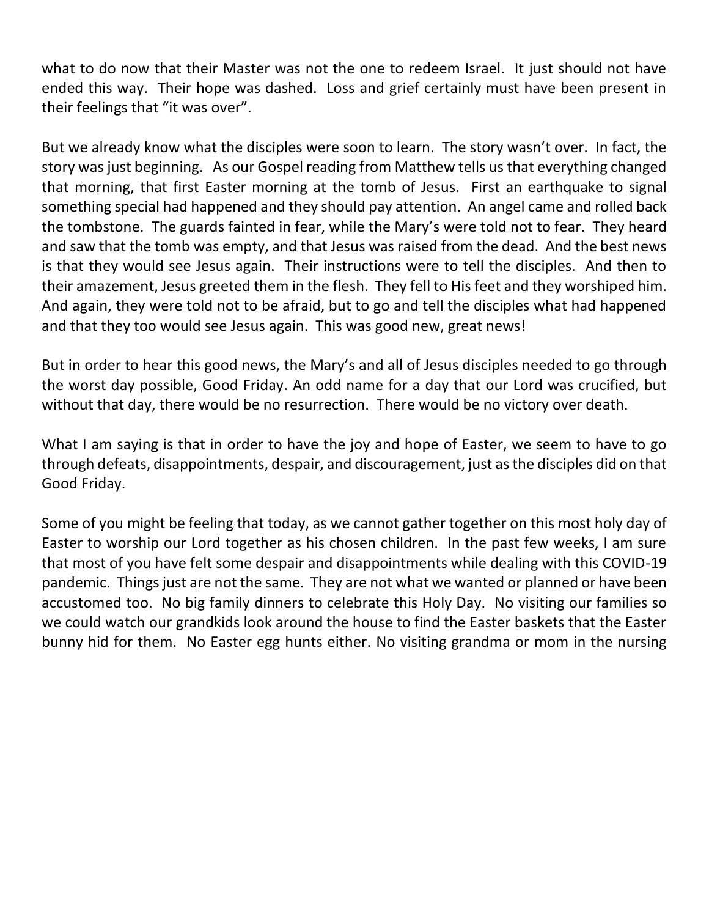what to do now that their Master was not the one to redeem Israel. It just should not have ended this way. Their hope was dashed. Loss and grief certainly must have been present in their feelings that "it was over".

But we already know what the disciples were soon to learn. The story wasn't over. In fact, the story was just beginning. As our Gospel reading from Matthew tells us that everything changed that morning, that first Easter morning at the tomb of Jesus. First an earthquake to signal something special had happened and they should pay attention. An angel came and rolled back the tombstone. The guards fainted in fear, while the Mary's were told not to fear. They heard and saw that the tomb was empty, and that Jesus was raised from the dead. And the best news is that they would see Jesus again. Their instructions were to tell the disciples. And then to their amazement, Jesus greeted them in the flesh. They fell to His feet and they worshiped him. And again, they were told not to be afraid, but to go and tell the disciples what had happened and that they too would see Jesus again. This was good new, great news!

But in order to hear this good news, the Mary's and all of Jesus disciples needed to go through the worst day possible, Good Friday. An odd name for a day that our Lord was crucified, but without that day, there would be no resurrection. There would be no victory over death.

What I am saying is that in order to have the joy and hope of Easter, we seem to have to go through defeats, disappointments, despair, and discouragement, just as the disciples did on that Good Friday.

Some of you might be feeling that today, as we cannot gather together on this most holy day of Easter to worship our Lord together as his chosen children. In the past few weeks, I am sure that most of you have felt some despair and disappointments while dealing with this COVID-19 pandemic. Things just are not the same. They are not what we wanted or planned or have been accustomed too. No big family dinners to celebrate this Holy Day. No visiting our families so we could watch our grandkids look around the house to find the Easter baskets that the Easter bunny hid for them. No Easter egg hunts either. No visiting grandma or mom in the nursing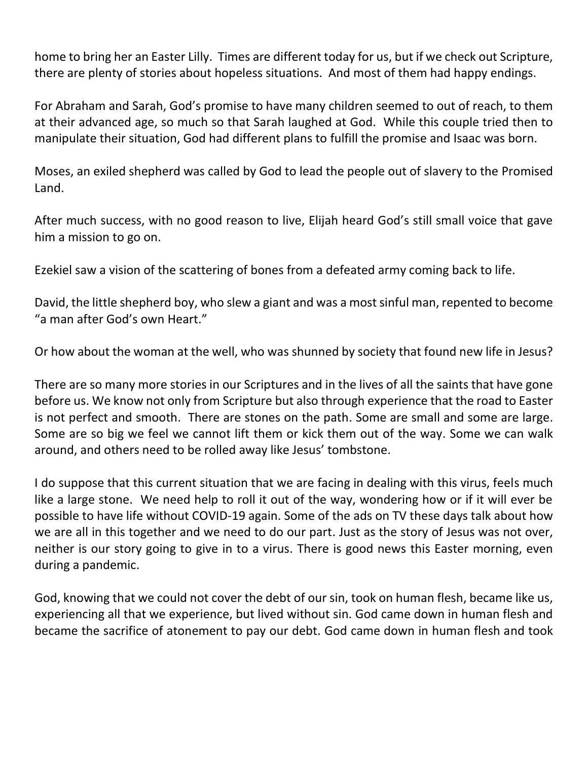home to bring her an Easter Lilly. Times are different today for us, but if we check out Scripture, there are plenty of stories about hopeless situations. And most of them had happy endings.

For Abraham and Sarah, God's promise to have many children seemed to out of reach, to them at their advanced age, so much so that Sarah laughed at God. While this couple tried then to manipulate their situation, God had different plans to fulfill the promise and Isaac was born.

Moses, an exiled shepherd was called by God to lead the people out of slavery to the Promised Land.

After much success, with no good reason to live, Elijah heard God's still small voice that gave him a mission to go on.

Ezekiel saw a vision of the scattering of bones from a defeated army coming back to life.

David, the little shepherd boy, who slew a giant and was a most sinful man, repented to become "a man after God's own Heart."

Or how about the woman at the well, who was shunned by society that found new life in Jesus?

There are so many more stories in our Scriptures and in the lives of all the saints that have gone before us. We know not only from Scripture but also through experience that the road to Easter is not perfect and smooth. There are stones on the path. Some are small and some are large. Some are so big we feel we cannot lift them or kick them out of the way. Some we can walk around, and others need to be rolled away like Jesus' tombstone.

I do suppose that this current situation that we are facing in dealing with this virus, feels much like a large stone. We need help to roll it out of the way, wondering how or if it will ever be possible to have life without COVID-19 again. Some of the ads on TV these days talk about how we are all in this together and we need to do our part. Just as the story of Jesus was not over, neither is our story going to give in to a virus. There is good news this Easter morning, even during a pandemic.

God, knowing that we could not cover the debt of our sin, took on human flesh, became like us, experiencing all that we experience, but lived without sin. God came down in human flesh and became the sacrifice of atonement to pay our debt. God came down in human flesh and took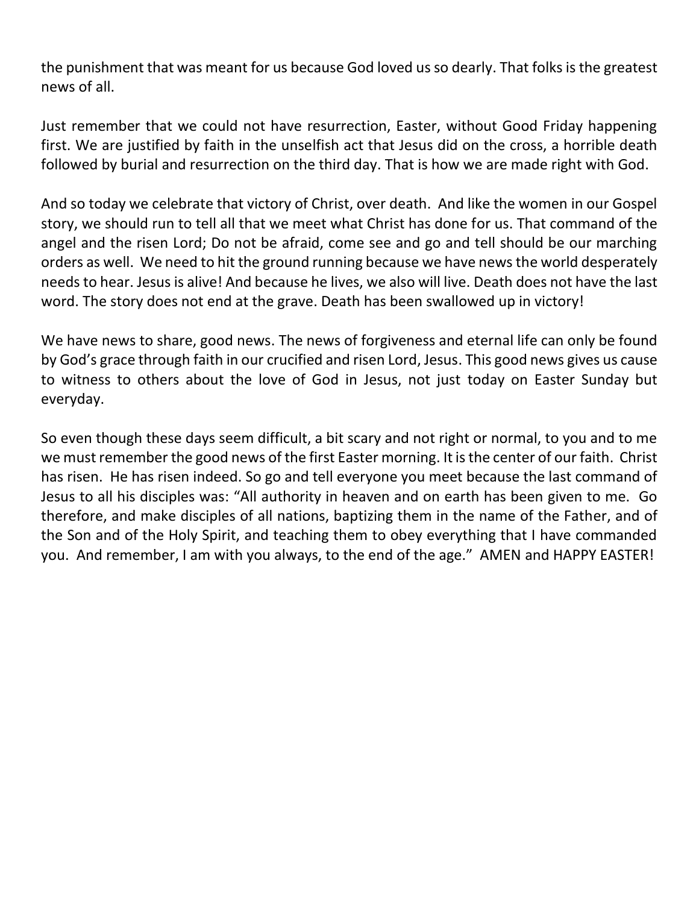the punishment that was meant for us because God loved us so dearly. That folks is the greatest news of all.

Just remember that we could not have resurrection, Easter, without Good Friday happening first. We are justified by faith in the unselfish act that Jesus did on the cross, a horrible death followed by burial and resurrection on the third day. That is how we are made right with God.

And so today we celebrate that victory of Christ, over death. And like the women in our Gospel story, we should run to tell all that we meet what Christ has done for us. That command of the angel and the risen Lord; Do not be afraid, come see and go and tell should be our marching orders as well. We need to hit the ground running because we have news the world desperately needs to hear. Jesus is alive! And because he lives, we also will live. Death does not have the last word. The story does not end at the grave. Death has been swallowed up in victory!

We have news to share, good news. The news of forgiveness and eternal life can only be found by God's grace through faith in our crucified and risen Lord, Jesus. This good news gives us cause to witness to others about the love of God in Jesus, not just today on Easter Sunday but everyday.

So even though these days seem difficult, a bit scary and not right or normal, to you and to me we must remember the good news of the first Easter morning. It is the center of our faith. Christ has risen. He has risen indeed. So go and tell everyone you meet because the last command of Jesus to all his disciples was: "All authority in heaven and on earth has been given to me. Go therefore, and make disciples of all nations, baptizing them in the name of the Father, and of the Son and of the Holy Spirit, and teaching them to obey everything that I have commanded you. And remember, I am with you always, to the end of the age." AMEN and HAPPY EASTER!